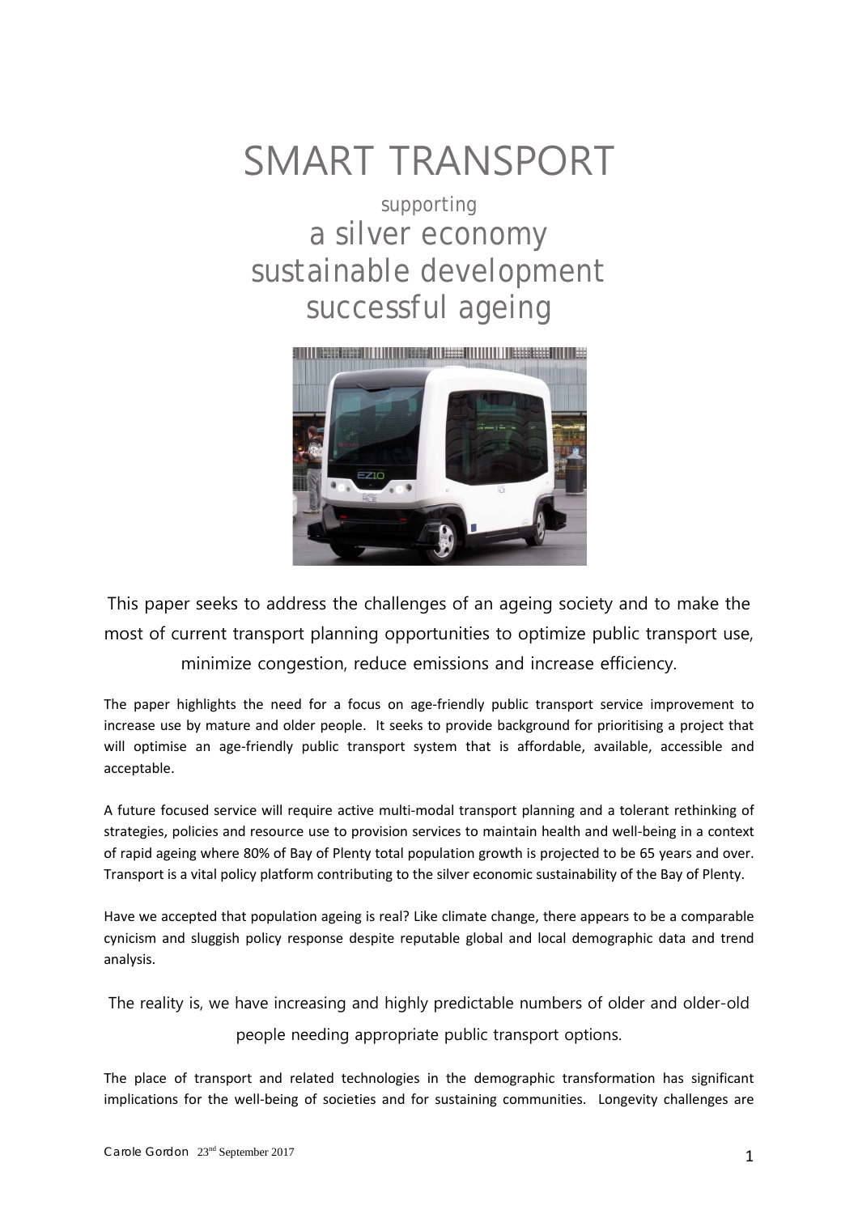# SMART TRANSPORT

supporting

## a silver economy
## sustainable development
## successful ageing

This paper seeks to address the challenges of an ageing society and to make the most of current transport planning opportunities to optimize public transport use, minimize congestion, reduce emissions and increase efficiency.

The paper highlights the need for a focus on age-friendly public transport service improvement to increase use by mature and older people. It seeks to provide background for prioritising a project that will optimise an age-friendly public transport system that is affordable, available, accessible and acceptable.

A future focused service will require active multi-modal transport planning and a tolerant rethinking of strategies, policies and resource use to provision services to maintain health and well-being in a context of rapid ageing where 80% of Bay of Plenty total population growth is projected to be 65 years and over. Transport is a vital policy platform contributing to the silver economic sustainability of the Bay of Plenty.

Have we accepted that population ageing is real? Like climate change, there appears to be a comparable cynicism and sluggish policy response despite reputable global and local demographic data and trend analysis.

The reality is, we have increasing and highly predictable numbers of older and older-old people needing appropriate public transport options.

The place of transport and related technologies in the demographic transformation has significant implications for the well-being of societies and for sustaining communities. Longevity challenges are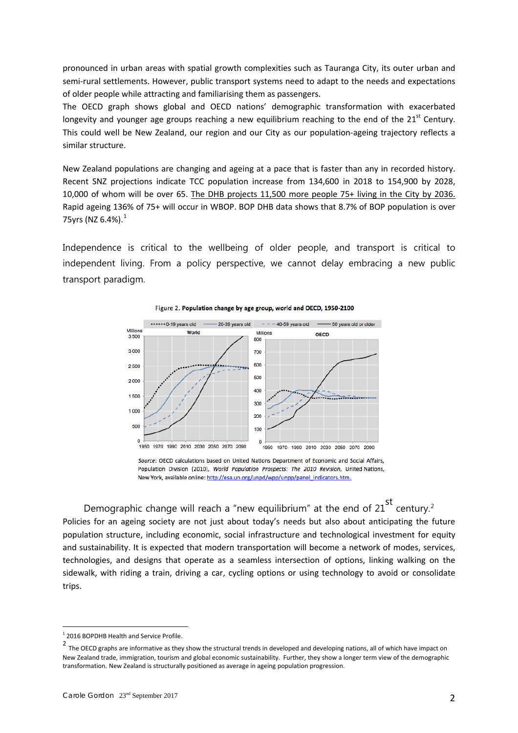pronounced in urban areas with spatial growth complexities such as Tauranga City, its outer urban and semi-rural settlements. However, public transport systems need to adapt to the needs and expectations of older people while attracting and familiarising them as passengers.

The OECD graph shows global and OECD nations' demographic transformation with exacerbated longevity and younger age groups reaching a new equilibrium reaching to the end of the 21st Century. This could well be New Zealand, our region and our City as our population-ageing trajectory reflects a similar structure.

New Zealand populations are changing and ageing at a pace that is faster than any in recorded history. Recent SNZ projections indicate TCC population increase from 134,600 in 2018 to 154,900 by 2028, 10,000 of whom will be over 65. The DHB projects 11,500 more people 75+ living in the City by 2036. Rapid ageing 136% of 75+ will occur in WBOP. BOP DHB data shows that 8.7% of BOP population is over 75yrs (NZ 6.4%).[1]

Independence is critical to the wellbeing of older people, and transport is critical to independent living. From a policy perspective, we cannot delay embracing a new public transport paradigm.

**Figure 2. Population change by age group, world and OECD, 1950-2100**

*Source*: OECD calculations based on United Nations Department of Economic and Social Affairs, Population Division (2010), *World Population Prospects: The 2010 Revision*, United Nations, New York, available online: http://esa.un.org/unpd/wpp/unpp/panel_indicators.htm.

Demographic change will reach a "new equilibrium" at the end of 21st century.[2]

Policies for an ageing society are not just about today's needs but also about anticipating the future population structure, including economic, social infrastructure and technological investment for equity and sustainability. It is expected that modern transportation will become a network of modes, services, technologies, and designs that operate as a seamless intersection of options, linking walking on the sidewalk, with riding a train, driving a car, cycling options or using technology to avoid or consolidate trips.

---

[1] 2016 BOPDHB Health and Service Profile.

[2] The OECD graphs are informative as they show the structural trends in developed and developing nations, all of which have impact on New Zealand trade, immigration, tourism and global economic sustainability. Further, they show a longer term view of the demographic transformation. New Zealand is structurally positioned as average in ageing population progression.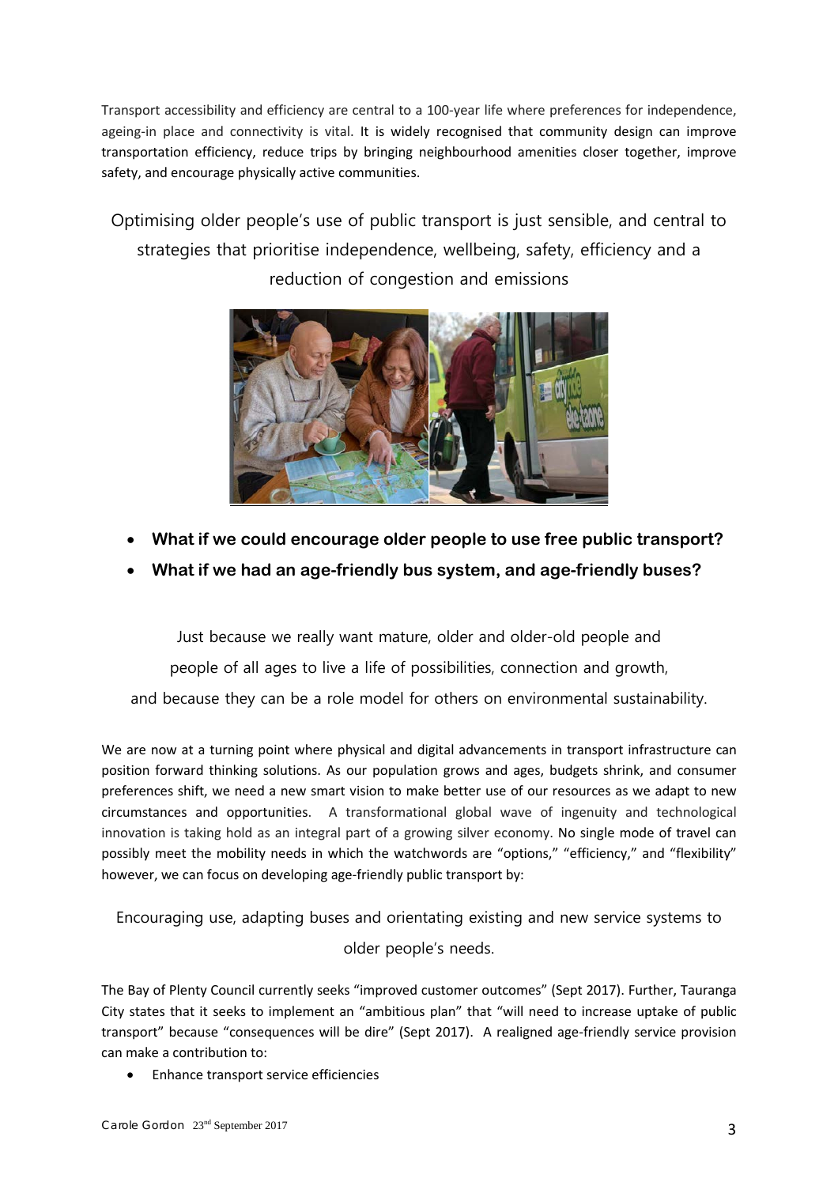Transport accessibility and efficiency are central to a 100-year life where preferences for independence, ageing-in place and connectivity is vital. It is widely recognised that community design can improve transportation efficiency, reduce trips by bringing neighbourhood amenities closer together, improve safety, and encourage physically active communities.

Optimising older people's use of public transport is just sensible, and central to strategies that prioritise independence, wellbeing, safety, efficiency and a reduction of congestion and emissions

- **What if we could encourage older people to use free public transport?**
- **What if we had an age-friendly bus system, and age-friendly buses?**

Just because we really want mature, older and older-old people and people of all ages to live a life of possibilities, connection and growth, and because they can be a role model for others on environmental sustainability.

We are now at a turning point where physical and digital advancements in transport infrastructure can position forward thinking solutions. As our population grows and ages, budgets shrink, and consumer preferences shift, we need a new smart vision to make better use of our resources as we adapt to new circumstances and opportunities. A transformational global wave of ingenuity and technological innovation is taking hold as an integral part of a growing silver economy. No single mode of travel can possibly meet the mobility needs in which the watchwords are "options," "efficiency," and "flexibility" however, we can focus on developing age-friendly public transport by:

Encouraging use, adapting buses and orientating existing and new service systems to older people's needs.

The Bay of Plenty Council currently seeks "improved customer outcomes" (Sept 2017). Further, Tauranga City states that it seeks to implement an "ambitious plan" that "will need to increase uptake of public transport" because "consequences will be dire" (Sept 2017). A realigned age-friendly service provision can make a contribution to:

- Enhance transport service efficiencies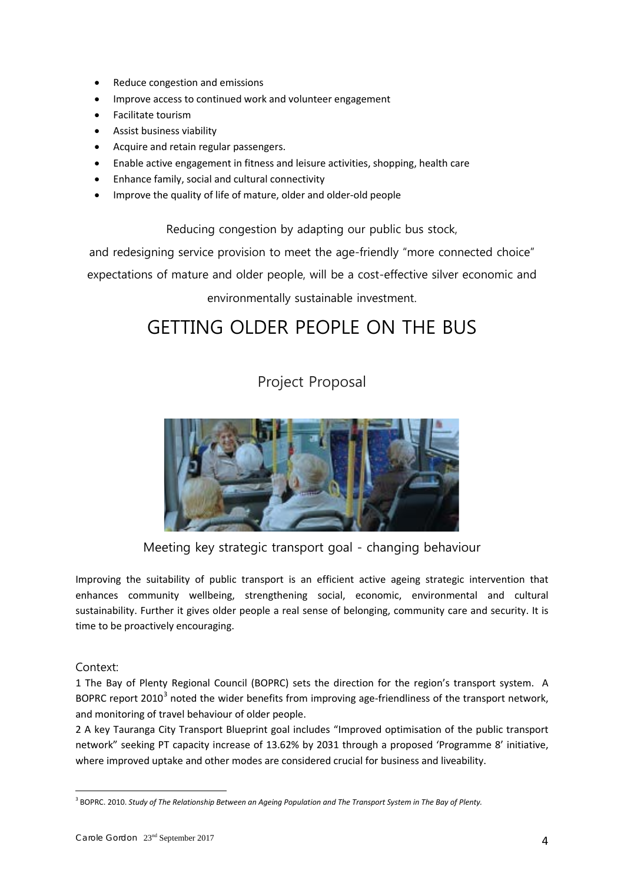- Reduce congestion and emissions
- Improve access to continued work and volunteer engagement
- Facilitate tourism
- Assist business viability
- Acquire and retain regular passengers.
- Enable active engagement in fitness and leisure activities, shopping, health care
- Enhance family, social and cultural connectivity
- Improve the quality of life of mature, older and older-old people

Reducing congestion by adapting our public bus stock, and redesigning service provision to meet the age-friendly "more connected choice" expectations of mature and older people, will be a cost-effective silver economic and environmentally sustainable investment.

# GETTING OLDER PEOPLE ON THE BUS

## Project Proposal

Meeting key strategic transport goal - changing behaviour

Improving the suitability of public transport is an efficient active ageing strategic intervention that enhances community wellbeing, strengthening social, economic, environmental and cultural sustainability. Further it gives older people a real sense of belonging, community care and security. It is time to be proactively encouraging.

### Context:

1 The Bay of Plenty Regional Council (BOPRC) sets the direction for the region's transport system. A BOPRC report 2010[3] noted the wider benefits from improving age-friendliness of the transport network, and monitoring of travel behaviour of older people.

2 A key Tauranga City Transport Blueprint goal includes "Improved optimisation of the public transport network" seeking PT capacity increase of 13.62% by 2031 through a proposed 'Programme 8' initiative, where improved uptake and other modes are considered crucial for business and liveability.

[3] BOPRC. 2010. *Study of The Relationship Between an Ageing Population and The Transport System in The Bay of Plenty.*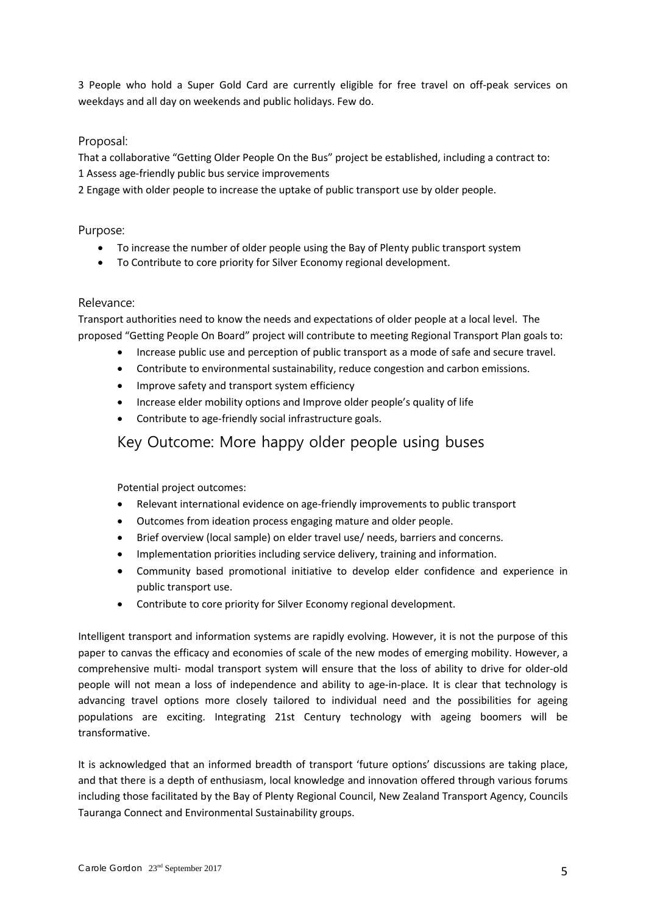3 People who hold a Super Gold Card are currently eligible for free travel on off-peak services on weekdays and all day on weekends and public holidays. Few do.

## Proposal:

That a collaborative "Getting Older People On the Bus" project be established, including a contract to:

1 Assess age-friendly public bus service improvements

2 Engage with older people to increase the uptake of public transport use by older people.

## Purpose:

- To increase the number of older people using the Bay of Plenty public transport system
- To Contribute to core priority for Silver Economy regional development.

## Relevance:

Transport authorities need to know the needs and expectations of older people at a local level. The proposed "Getting People On Board" project will contribute to meeting Regional Transport Plan goals to:

- Increase public use and perception of public transport as a mode of safe and secure travel.
- Contribute to environmental sustainability, reduce congestion and carbon emissions.
- Improve safety and transport system efficiency
- Increase elder mobility options and Improve older people's quality of life
- Contribute to age-friendly social infrastructure goals.

## Key Outcome: More happy older people using buses

Potential project outcomes:

- Relevant international evidence on age-friendly improvements to public transport
- Outcomes from ideation process engaging mature and older people.
- Brief overview (local sample) on elder travel use/ needs, barriers and concerns.
- Implementation priorities including service delivery, training and information.
- Community based promotional initiative to develop elder confidence and experience in public transport use.
- Contribute to core priority for Silver Economy regional development.

Intelligent transport and information systems are rapidly evolving. However, it is not the purpose of this paper to canvas the efficacy and economies of scale of the new modes of emerging mobility. However, a comprehensive multi- modal transport system will ensure that the loss of ability to drive for older-old people will not mean a loss of independence and ability to age-in-place. It is clear that technology is advancing travel options more closely tailored to individual need and the possibilities for ageing populations are exciting. Integrating 21st Century technology with ageing boomers will be transformative.

It is acknowledged that an informed breadth of transport 'future options' discussions are taking place, and that there is a depth of enthusiasm, local knowledge and innovation offered through various forums including those facilitated by the Bay of Plenty Regional Council, New Zealand Transport Agency, Councils Tauranga Connect and Environmental Sustainability groups.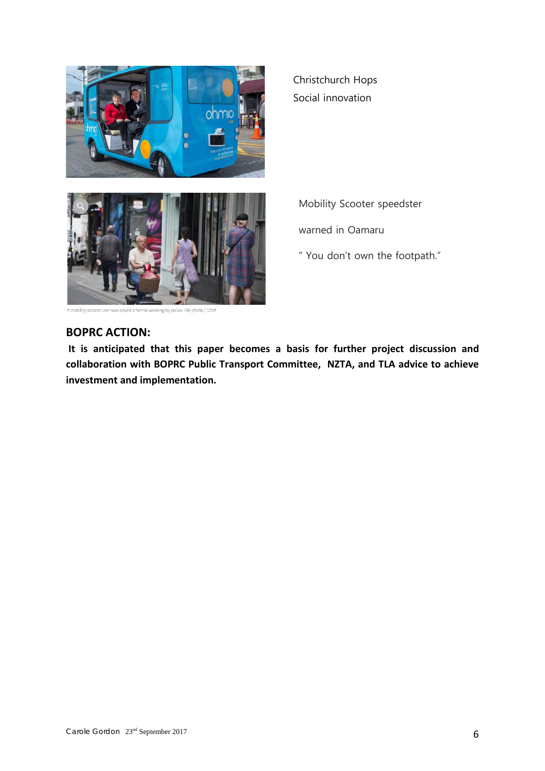Christchurch Hops
Social innovation

Mobility Scooter speedster

warned in Oamaru

" You don't own the footpath."

A mobility scooter user was issued a formal warning by police. File photo / 123rf

## BOPRC ACTION:

**It is anticipated that this paper becomes a basis for further project discussion and collaboration with BOPRC Public Transport Committee, NZTA, and TLA advice to achieve investment and implementation.**

Carole Gordon 23rd September 2017